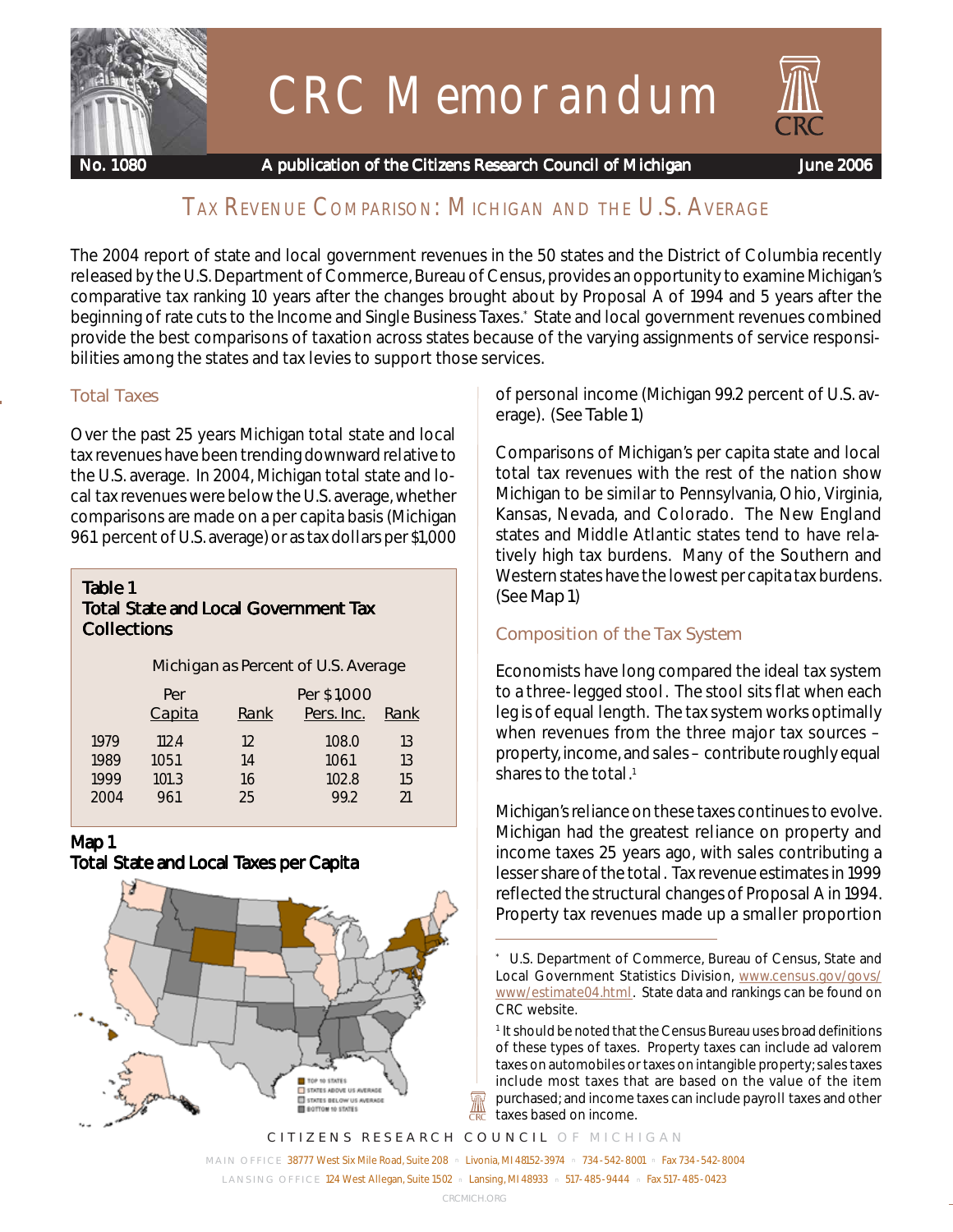# CRC Memorandum

**No. 1080** — **A publication of the Citizens Research Council of Michigan** — **June 2006**

## TAX REVENUE COMPARISON: MICHIGAN AND THE U.S. AVERAGE

The 2004 report of state and local government revenues in the 50 states and the District of Columbia recently released by the U.S. Department of Commerce, Bureau of Census, provides an opportunity to examine Michigan's comparative tax ranking 10 years after the changes brought about by Proposal A of 1994 and 5 years after the beginning of rate cuts to the Income and Single Business Taxes.* State and local government revenues combined provide the best comparisons of taxation across states because of the varying assignments of service responsibilities among the states and tax levies to support those services.

### Total Taxes

Over the past 25 years Michigan total state and local tax revenues have been trending downward relative to the U.S. average. In 2004, Michigan total state and local tax revenues were below the U.S. average, whether comparisons are made on a per capita basis (Michigan 96.1 percent of U.S. average) or as tax dollars per $1,000 of personal income (Michigan 99.2 percent of U.S. average). (See Table 1)

**Table 1**
**Total State and Local Government Tax Collections**

Michigan as Percent of U.S. Average

| | Per Capita | Rank | Per $1,000 Pers. Inc. | Rank |
|---|---|---|---|---|
| 1979 | 112.4 | 12 | 108.0 | 13 |
| 1989 | 105.1 | 14 | 106.1 | 13 |
| 1999 | 101.3 | 16 | 102.8 | 15 |
| 2004 | 96.1 | 25 | 99.2 | 21 |

**Map 1**
**Total State and Local Taxes per Capita**

Top 10 States; States Above US Average; States Below US Average; Bottom 10 States

Comparisons of Michigan's per capita state and local total tax revenues with the rest of the nation show Michigan to be similar to Pennsylvania, Ohio, Virginia, Kansas, Nevada, and Colorado. The New England states and Middle Atlantic states tend to have relatively high tax burdens. Many of the Southern and Western states have the lowest per capita tax burdens. (See Map 1)

### Composition of the Tax System

Economists have long compared the ideal tax system to a three-legged stool. The stool sits flat when each leg is of equal length. The tax system works optimally when revenues from the three major tax sources – property, income, and sales – contribute roughly equal shares to the total.[1]

Michigan's reliance on these taxes continues to evolve. Michigan had the greatest reliance on property and income taxes 25 years ago, with sales contributing a lesser share of the total. Tax revenue estimates in 1999 reflected the structural changes of Proposal A in 1994. Property tax revenues made up a smaller proportion

---

\* U.S. Department of Commerce, Bureau of Census, State and Local Government Statistics Division, www.census.gov/govs/www/estimate04.html. State data and rankings can be found on CRC website.

[1] It should be noted that the Census Bureau uses broad definitions of these types of taxes. Property taxes can include ad valorem taxes on automobiles or taxes on intangible property; sales taxes include most taxes that are based on the value of the item purchased; and income taxes can include payroll taxes and other taxes based on income.

CITIZENS RESEARCH COUNCIL OF MICHIGAN

MAIN OFFICE 38777 West Six Mile Road, Suite 208 ▫ Livonia, MI 48152-3974 ▫ 734-542-8001 ▫ Fax 734-542-8004

LANSING OFFICE 124 West Allegan, Suite 1502 ▫ Lansing, MI 48933 ▫ 517-485-9444 ▫ Fax 517-485-0423

CRCMICH.ORG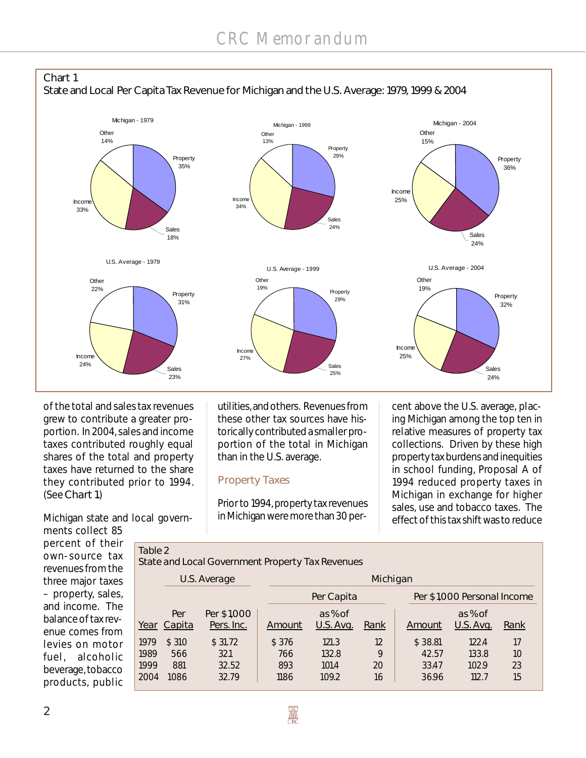Chart 1
State and Local Per Capita Tax Revenue for Michigan and the U.S. Average: 1979, 1999 & 2004

| | Property | Sales | Income | Other |
|---|---|---|---|---|
| Michigan - 1979 | 35% | 18% | 33% | 14% |
| Michigan - 1999 | 29% | 24% | 34% | 13% |
| Michigan - 2004 | 36% | 24% | 25% | 15% |
| U.S. Average - 1979 | 31% | 23% | 24% | 22% |
| U.S. Average - 1999 | 29% | 25% | 27% | 19% |
| U.S. Average - 2004 | 32% | 24% | 25% | 19% |

of the total and sales tax revenues grew to contribute a greater proportion. In 2004, sales and income taxes contributed roughly equal shares of the total and property taxes have returned to the share they contributed prior to 1994. (See Chart 1)

Michigan state and local governments collect 85 percent of their own-source tax revenues from the three major taxes – property, sales, and income. The balance of tax revenue comes from levies on motor fuel, alcoholic beverage, tobacco products, public utilities, and others. Revenues from these other tax sources have historically contributed a smaller proportion of the total in Michigan than in the U.S. average.

## Property Taxes

Prior to 1994, property tax revenues in Michigan were more than 30 percent above the U.S. average, placing Michigan among the top ten in relative measures of property tax collections. Driven by these high property tax burdens and inequities in school funding, Proposal A of 1994 reduced property taxes in Michigan in exchange for higher sales, use and tobacco taxes. The effect of this tax shift was to reduce

Table 2
State and Local Government Property Tax Revenues

| | U.S. Average | | Michigan | | | | | |
|---|---|---|---|---|---|---|---|---|
| | | | Per Capita | | | Per $1,000 Personal Income | | |
| Year | Per Capita | Per $1,000 Pers. Inc. | Amount | as % of U.S. Avg. | Rank | Amount | as % of U.S. Avg. | Rank |
| 1979 | $ 310 | $ 31.72 | $ 376 | 121.3 | 12 | $ 38.81 | 122.4 | 17 |
| 1989 | 566 | 32.1 | 766 | 132.8 | 9 | 42.57 | 133.8 | 10 |
| 1999 | 881 | 32.52 | 893 | 101.4 | 20 | 33.47 | 102.9 | 23 |
| 2004 | 1086 | 32.79 | 1186 | 109.2 | 16 | 36.96 | 112.7 | 15 |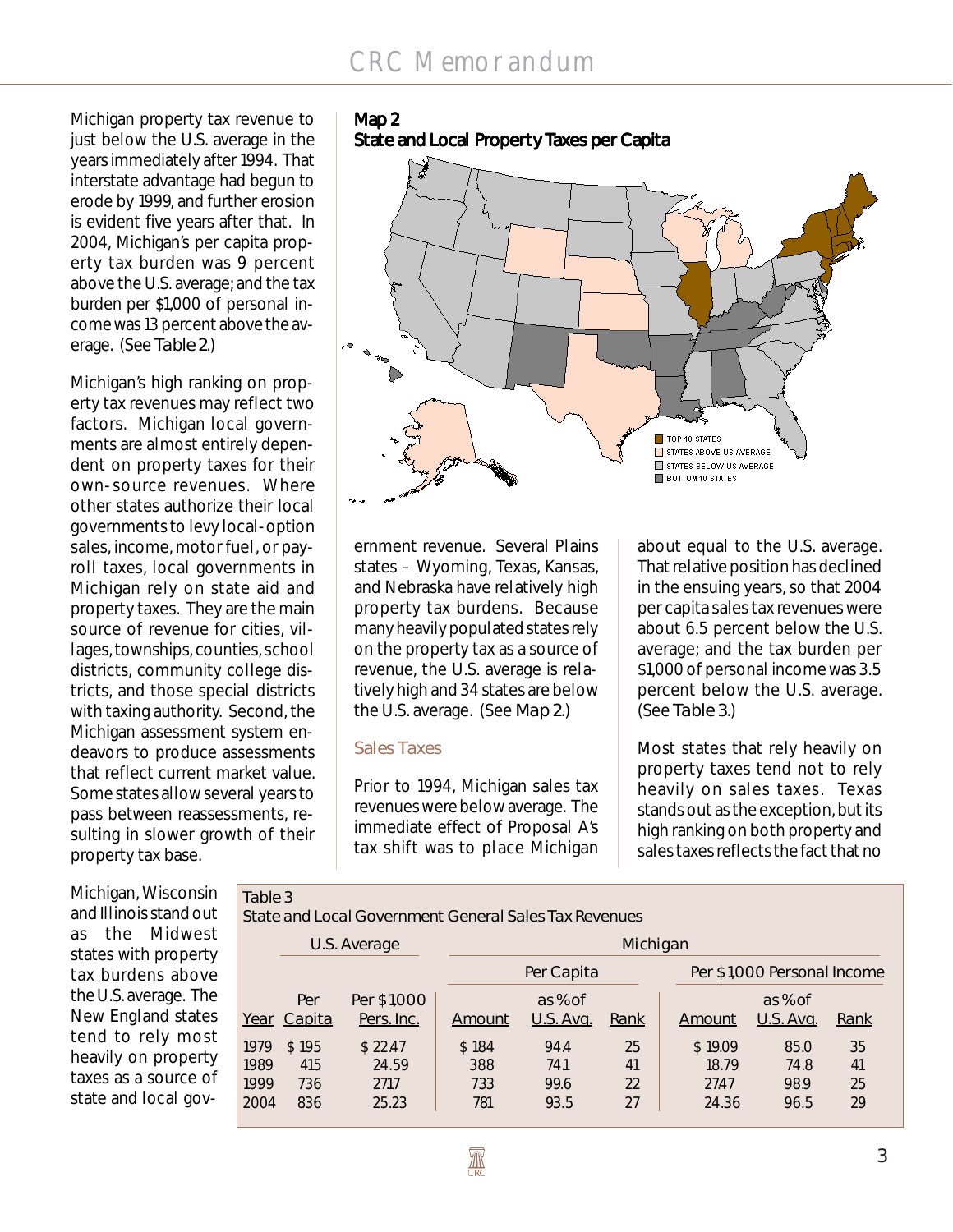Michigan property tax revenue to just below the U.S. average in the years immediately after 1994. That interstate advantage had begun to erode by 1999, and further erosion is evident five years after that. In 2004, Michigan's per capita property tax burden was 9 percent above the U.S. average; and the tax burden per $1,000 of personal income was 13 percent above the average. (See Table 2.)

Michigan's high ranking on property tax revenues may reflect two factors. Michigan local governments are almost entirely dependent on property taxes for their own-source revenues. Where other states authorize their local governments to levy local-option sales, income, motor fuel, or payroll taxes, local governments in Michigan rely on state aid and property taxes. They are the main source of revenue for cities, villages, townships, counties, school districts, community college districts, and those special districts with taxing authority. Second, the Michigan assessment system endeavors to produce assessments that reflect current market value. Some states allow several years to pass between reassessments, resulting in slower growth of their property tax base.

Michigan, Wisconsin and Illinois stand out as the Midwest states with property tax burdens above the U.S. average. The New England states tend to rely most heavily on property taxes as a source of state and local government revenue. Several Plains states – Wyoming, Texas, Kansas, and Nebraska have relatively high property tax burdens. Because many heavily populated states rely on the property tax as a source of revenue, the U.S. average is relatively high and 34 states are below the U.S. average. (See Map 2.)

**Map 2**
**State and Local Property Taxes per Capita**

TOP 10 STATES
STATES ABOVE US AVERAGE
STATES BELOW US AVERAGE
BOTTOM 10 STATES

### Sales Taxes

Prior to 1994, Michigan sales tax revenues were below average. The immediate effect of Proposal A's tax shift was to place Michigan about equal to the U.S. average. That relative position has declined in the ensuing years, so that 2004 per capita sales tax revenues were about 6.5 percent below the U.S. average; and the tax burden per $1,000 of personal income was 3.5 percent below the U.S. average. (See Table 3.)

Most states that rely heavily on property taxes tend not to rely heavily on sales taxes. Texas stands out as the exception, but its high ranking on both property and sales taxes reflects the fact that no

Table 3
State and Local Government General Sales Tax Revenues

| | U.S. Average | | Michigan | | | | | |
|---|---|---|---|---|---|---|---|---|
| | | | Per Capita | | | Per $1,000 Personal Income | | |
| Year | Per Capita | Per $1,000 Pers. Inc. | Amount | as % of U.S. Avg. | Rank | Amount | as % of U.S. Avg. | Rank |
| 1979 | $ 195 | $ 22.47 | $ 184 | 94.4 | 25 | $ 19.09 | 85.0 | 35 |
| 1989 | 415 | 24.59 | 388 | 74.1 | 41 | 18.79 | 74.8 | 41 |
| 1999 | 736 | 27.17 | 733 | 99.6 | 22 | 27.47 | 98.9 | 25 |
| 2004 | 836 | 25.23 | 781 | 93.5 | 27 | 24.36 | 96.5 | 29 |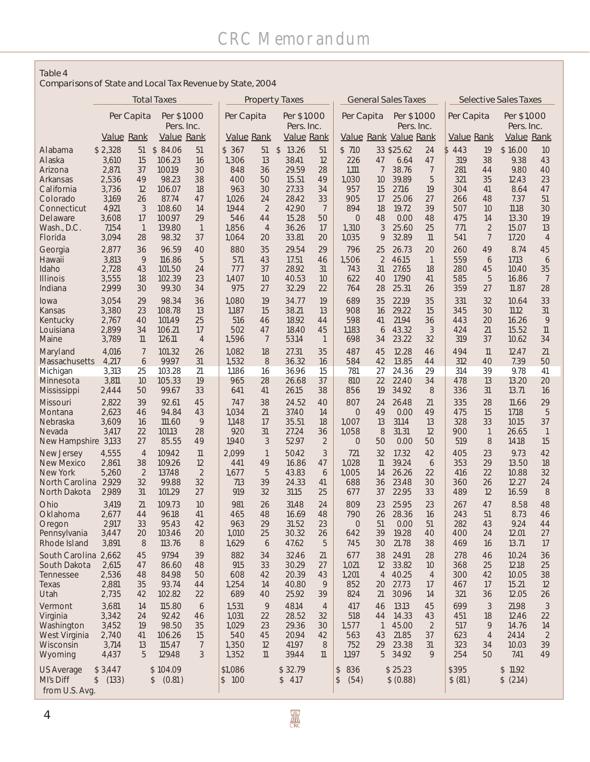Table 4

Comparisons of State and Local Tax Revenue by State, 2004

| | Total Taxes | | | | Property Taxes | | | | General Sales Taxes | | | | Selective Sales Taxes | | | |
|---|---|---|---|---|---|---|---|---|---|---|---|---|---|---|---|---|
| | Per Capita | | Per $1,000 Pers. Inc. | | Per Capita | | Per $1,000 Pers. Inc. | | Per Capita | | Per $1,000 Pers. Inc. | | Per Capita | | Per $1,000 Pers. Inc. | |
| | Value | Rank | Value | Rank | Value | Rank | Value | Rank | Value | Rank | Value | Rank | Value | Rank | Value | Rank |
| Alabama | $ 2,328 | 51 | $ 84.06 | 51 | $ 367 | 51 | $ 13.26 | 51 | $ 710 | 33 | $25.62 | 24 | $ 443 | 19 | $ 16.00 | 10 |
| Alaska | 3,610 | 15 | 106.23 | 16 | 1,306 | 13 | 38.41 | 12 | 226 | 47 | 6.64 | 47 | 319 | 38 | 9.38 | 43 |
| Arizona | 2,871 | 37 | 100.19 | 30 | 848 | 36 | 29.59 | 28 | 1,111 | 7 | 38.76 | 7 | 281 | 44 | 9.80 | 40 |
| Arkansas | 2,536 | 49 | 98.23 | 38 | 400 | 50 | 15.51 | 49 | 1,030 | 10 | 39.89 | 5 | 321 | 35 | 12.43 | 23 |
| California | 3,736 | 12 | 106.07 | 18 | 963 | 30 | 27.33 | 34 | 957 | 15 | 27.16 | 19 | 304 | 41 | 8.64 | 47 |
| Colorado | 3,169 | 26 | 87.74 | 47 | 1,026 | 24 | 28.42 | 33 | 905 | 17 | 25.06 | 27 | 266 | 48 | 7.37 | 51 |
| Connecticut | 4,921 | 3 | 108.60 | 14 | 1,944 | 2 | 42.90 | 7 | 894 | 18 | 19.72 | 39 | 507 | 10 | 11.18 | 30 |
| Delaware | 3,608 | 17 | 100.97 | 29 | 546 | 44 | 15.28 | 50 | 0 | 48 | 0.00 | 48 | 475 | 14 | 13.30 | 19 |
| Wash., D.C. | 7,154 | 1 | 139.80 | 1 | 1,856 | 4 | 36.26 | 17 | 1,310 | 3 | 25.60 | 25 | 771 | 2 | 15.07 | 13 |
| Florida | 3,094 | 28 | 98.32 | 37 | 1,064 | 20 | 33.81 | 20 | 1,035 | 9 | 32.89 | 11 | 541 | 7 | 17.20 | 4 |
| Georgia | 2,877 | 36 | 96.59 | 40 | 880 | 35 | 29.54 | 29 | 796 | 25 | 26.73 | 20 | 260 | 49 | 8.74 | 45 |
| Hawaii | 3,813 | 9 | 116.86 | 5 | 571 | 43 | 17.51 | 46 | 1,506 | 2 | 46.15 | 1 | 559 | 6 | 17.13 | 6 |
| Idaho | 2,728 | 43 | 101.50 | 24 | 777 | 37 | 28.92 | 31 | 743 | 31 | 27.65 | 18 | 280 | 45 | 10.40 | 35 |
| Illinois | 3,555 | 18 | 102.39 | 23 | 1,407 | 10 | 40.53 | 10 | 622 | 40 | 17.90 | 41 | 585 | 5 | 16.86 | 7 |
| Indiana | 2,999 | 30 | 99.30 | 34 | 975 | 27 | 32.29 | 22 | 764 | 28 | 25.31 | 26 | 359 | 27 | 11.87 | 28 |
| Iowa | 3,054 | 29 | 98.34 | 36 | 1,080 | 19 | 34.77 | 19 | 689 | 35 | 22.19 | 35 | 331 | 32 | 10.64 | 33 |
| Kansas | 3,380 | 23 | 108.78 | 13 | 1,187 | 15 | 38.21 | 13 | 908 | 16 | 29.22 | 15 | 345 | 30 | 11.12 | 31 |
| Kentucky | 2,767 | 40 | 101.49 | 25 | 516 | 46 | 18.92 | 44 | 598 | 41 | 21.94 | 36 | 443 | 20 | 16.26 | 9 |
| Louisiana | 2,899 | 34 | 106.21 | 17 | 502 | 47 | 18.40 | 45 | 1,183 | 6 | 43.32 | 3 | 424 | 21 | 15.52 | 11 |
| Maine | 3,789 | 11 | 126.11 | 4 | 1,596 | 7 | 53.14 | 1 | 698 | 34 | 23.22 | 32 | 319 | 37 | 10.62 | 34 |
| Maryland | 4,016 | 7 | 101.32 | 26 | 1,082 | 18 | 27.31 | 35 | 487 | 45 | 12.28 | 46 | 494 | 11 | 12.47 | 21 |
| Massachusetts | 4,217 | 6 | 99.97 | 31 | 1,532 | 8 | 36.32 | 16 | 584 | 42 | 13.85 | 44 | 312 | 40 | 7.39 | 50 |
| Michigan | 3,313 | 25 | 103.28 | 21 | 1,186 | 16 | 36.96 | 15 | 781 | 27 | 24.36 | 29 | 314 | 39 | 9.78 | 41 |
| Minnesota | 3,811 | 10 | 105.33 | 19 | 965 | 28 | 26.68 | 37 | 810 | 22 | 22.40 | 34 | 478 | 13 | 13.20 | 20 |
| Mississippi | 2,444 | 50 | 99.67 | 33 | 641 | 41 | 26.15 | 38 | 856 | 19 | 34.92 | 8 | 336 | 31 | 13.71 | 16 |
| Missouri | 2,822 | 39 | 92.61 | 45 | 747 | 38 | 24.52 | 40 | 807 | 24 | 26.48 | 21 | 335 | 28 | 11.66 | 29 |
| Montana | 2,623 | 46 | 94.84 | 43 | 1,034 | 21 | 37.40 | 14 | 0 | 49 | 0.00 | 49 | 475 | 15 | 17.18 | 5 |
| Nebraska | 3,609 | 16 | 111.60 | 9 | 1,148 | 17 | 35.51 | 18 | 1,007 | 13 | 31.14 | 13 | 328 | 33 | 10.15 | 37 |
| Nevada | 3,417 | 22 | 101.13 | 28 | 920 | 31 | 27.24 | 36 | 1,058 | 8 | 31.31 | 12 | 900 | 1 | 26.65 | 1 |
| New Hampshire | 3,133 | 27 | 85.55 | 49 | 1,940 | 3 | 52.97 | 2 | 0 | 50 | 0.00 | 50 | 519 | 8 | 14.18 | 15 |
| New Jersey | 4,555 | 4 | 109.42 | 11 | 2,099 | 1 | 50.42 | 3 | 721 | 32 | 17.32 | 42 | 405 | 23 | 9.73 | 42 |
| New Mexico | 2,861 | 38 | 109.26 | 12 | 441 | 49 | 16.86 | 47 | 1,028 | 11 | 39.24 | 6 | 353 | 29 | 13.50 | 18 |
| New York | 5,260 | 2 | 137.48 | 2 | 1,677 | 5 | 43.83 | 6 | 1,005 | 14 | 26.26 | 22 | 416 | 22 | 10.88 | 32 |
| North Carolina | 2,929 | 32 | 99.88 | 32 | 713 | 39 | 24.33 | 41 | 688 | 36 | 23.48 | 30 | 360 | 26 | 12.27 | 24 |
| North Dakota | 2,989 | 31 | 101.29 | 27 | 919 | 32 | 31.15 | 25 | 677 | 37 | 22.95 | 33 | 489 | 12 | 16.59 | 8 |
| Ohio | 3,419 | 21 | 109.73 | 10 | 981 | 26 | 31.48 | 24 | 809 | 23 | 25.95 | 23 | 267 | 47 | 8.58 | 48 |
| Oklahoma | 2,677 | 44 | 96.18 | 41 | 465 | 48 | 16.69 | 48 | 790 | 26 | 28.36 | 16 | 243 | 51 | 8.73 | 46 |
| Oregon | 2,917 | 33 | 95.43 | 42 | 963 | 29 | 31.52 | 23 | 0 | 51 | 0.00 | 51 | 282 | 43 | 9.24 | 44 |
| Pennsylvania | 3,447 | 20 | 103.46 | 20 | 1,010 | 25 | 30.32 | 26 | 642 | 39 | 19.28 | 40 | 400 | 24 | 12.01 | 27 |
| Rhode Island | 3,891 | 8 | 113.76 | 8 | 1,629 | 6 | 47.62 | 5 | 745 | 30 | 21.78 | 38 | 469 | 16 | 13.71 | 17 |
| South Carolina | 2,662 | 45 | 97.94 | 39 | 882 | 34 | 32.46 | 21 | 677 | 38 | 24.91 | 28 | 278 | 46 | 10.24 | 36 |
| South Dakota | 2,615 | 47 | 86.60 | 48 | 915 | 33 | 30.29 | 27 | 1,021 | 12 | 33.82 | 10 | 368 | 25 | 12.18 | 25 |
| Tennessee | 2,536 | 48 | 84.98 | 50 | 608 | 42 | 20.39 | 43 | 1,201 | 4 | 40.25 | 4 | 300 | 42 | 10.05 | 38 |
| Texas | 2,881 | 35 | 93.74 | 44 | 1,254 | 14 | 40.80 | 9 | 852 | 20 | 27.73 | 17 | 467 | 17 | 15.21 | 12 |
| Utah | 2,735 | 42 | 102.82 | 22 | 689 | 40 | 25.92 | 39 | 824 | 21 | 30.96 | 14 | 321 | 36 | 12.05 | 26 |
| Vermont | 3,681 | 14 | 115.80 | 6 | 1,531 | 9 | 48.14 | 4 | 417 | 46 | 13.13 | 45 | 699 | 3 | 21.98 | 3 |
| Virginia | 3,342 | 24 | 92.42 | 46 | 1,031 | 22 | 28.52 | 32 | 518 | 44 | 14.33 | 43 | 451 | 18 | 12.46 | 22 |
| Washington | 3,452 | 19 | 98.50 | 35 | 1,029 | 23 | 29.36 | 30 | 1,577 | 1 | 45.00 | 2 | 517 | 9 | 14.76 | 14 |
| West Virginia | 2,740 | 41 | 106.26 | 15 | 540 | 45 | 20.94 | 42 | 563 | 43 | 21.85 | 37 | 623 | 4 | 24.14 | 2 |
| Wisconsin | 3,714 | 13 | 115.47 | 7 | 1,350 | 12 | 41.97 | 8 | 752 | 29 | 23.38 | 31 | 323 | 34 | 10.03 | 39 |
| Wyoming | 4,437 | 5 | 129.48 | 3 | 1,352 | 11 | 39.44 | 11 | 1,197 | 5 | 34.92 | 9 | 254 | 50 | 7.41 | 49 |
| US Average | $ 3,447 | | $ 104.09 | | $1,086 | | $ 32.79 | | $ 836 | | $ 25.23 | | $395 | | $ 11.92 | |
| MI's Diff from U.S. Avg. | $ (133) | | $ (0.81) | | $ 100 | | $ 4.17 | | $ (54) | | $ (0.88) | | $ (81) | | $ (2.14) | |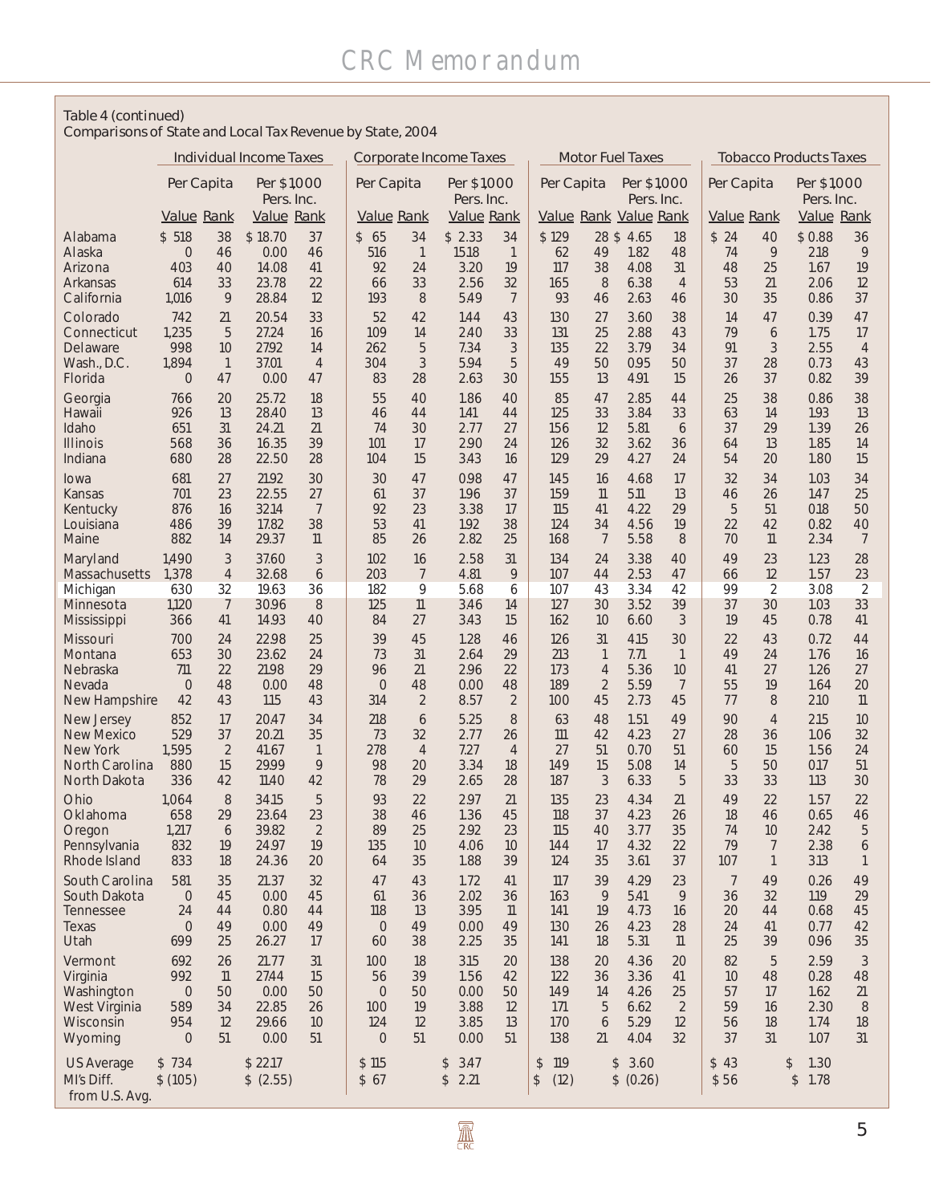Table 4 (continued)
Comparisons of State and Local Tax Revenue by State, 2004

| | Individual Income Taxes | | | | Corporate Income Taxes | | | | Motor Fuel Taxes | | | | Tobacco Products Taxes | | | |
|---|---|---|---|---|---|---|---|---|---|---|---|---|---|---|---|---|
| | Per Capita | | Per $1,000 Pers. Inc. | | Per Capita | | Per $1,000 Pers. Inc. | | Per Capita | | Per $1,000 Pers. Inc. | | Per Capita | | Per $1,000 Pers. Inc. | |
| | Value | Rank | Value | Rank | Value | Rank | Value | Rank | Value | Rank | Value | Rank | Value | Rank | Value | Rank |
| Alabama | $ 518 | 38 | $ 18.70 | 37 | $ 65 | 34 | $ 2.33 | 34 | $ 129 | 28 | $ 4.65 | 18 | $ 24 | 40 | $ 0.88 | 36 |
| Alaska | 0 | 46 | 0.00 | 46 | 516 | 1 | 15.18 | 1 | 62 | 49 | 1.82 | 48 | 74 | 9 | 2.18 | 9 |
| Arizona | 403 | 40 | 14.08 | 41 | 92 | 24 | 3.20 | 19 | 117 | 38 | 4.08 | 31 | 48 | 25 | 1.67 | 19 |
| Arkansas | 614 | 33 | 23.78 | 22 | 66 | 33 | 2.56 | 32 | 165 | 8 | 6.38 | 4 | 53 | 21 | 2.06 | 12 |
| California | 1,016 | 9 | 28.84 | 12 | 193 | 8 | 5.49 | 7 | 93 | 46 | 2.63 | 46 | 30 | 35 | 0.86 | 37 |
| Colorado | 742 | 21 | 20.54 | 33 | 52 | 42 | 1.44 | 43 | 130 | 27 | 3.60 | 38 | 14 | 47 | 0.39 | 47 |
| Connecticut | 1,235 | 5 | 27.24 | 16 | 109 | 14 | 2.40 | 33 | 131 | 25 | 2.88 | 43 | 79 | 6 | 1.75 | 17 |
| Delaware | 998 | 10 | 27.92 | 14 | 262 | 5 | 7.34 | 3 | 135 | 22 | 3.79 | 34 | 91 | 3 | 2.55 | 4 |
| Wash., D.C. | 1,894 | 1 | 37.01 | 4 | 304 | 3 | 5.94 | 5 | 49 | 50 | 0.95 | 50 | 37 | 28 | 0.73 | 43 |
| Florida | 0 | 47 | 0.00 | 47 | 83 | 28 | 2.63 | 30 | 155 | 13 | 4.91 | 15 | 26 | 37 | 0.82 | 39 |
| Georgia | 766 | 20 | 25.72 | 18 | 55 | 40 | 1.86 | 40 | 85 | 47 | 2.85 | 44 | 25 | 38 | 0.86 | 38 |
| Hawaii | 926 | 13 | 28.40 | 13 | 46 | 44 | 1.41 | 44 | 125 | 33 | 3.84 | 33 | 63 | 14 | 1.93 | 13 |
| Idaho | 651 | 31 | 24.21 | 21 | 74 | 30 | 2.77 | 27 | 156 | 12 | 5.81 | 6 | 37 | 29 | 1.39 | 26 |
| Illinois | 568 | 36 | 16.35 | 39 | 101 | 17 | 2.90 | 24 | 126 | 32 | 3.62 | 36 | 64 | 13 | 1.85 | 14 |
| Indiana | 680 | 28 | 22.50 | 28 | 104 | 15 | 3.43 | 16 | 129 | 29 | 4.27 | 24 | 54 | 20 | 1.80 | 15 |
| Iowa | 681 | 27 | 21.92 | 30 | 30 | 47 | 0.98 | 47 | 145 | 16 | 4.68 | 17 | 32 | 34 | 1.03 | 34 |
| Kansas | 701 | 23 | 22.55 | 27 | 61 | 37 | 1.96 | 37 | 159 | 11 | 5.11 | 13 | 46 | 26 | 1.47 | 25 |
| Kentucky | 876 | 16 | 32.14 | 7 | 92 | 23 | 3.38 | 17 | 115 | 41 | 4.22 | 29 | 5 | 51 | 0.18 | 50 |
| Louisiana | 486 | 39 | 17.82 | 38 | 53 | 41 | 1.92 | 38 | 124 | 34 | 4.56 | 19 | 22 | 42 | 0.82 | 40 |
| Maine | 882 | 14 | 29.37 | 11 | 85 | 26 | 2.82 | 25 | 168 | 7 | 5.58 | 8 | 70 | 11 | 2.34 | 7 |
| Maryland | 1,490 | 3 | 37.60 | 3 | 102 | 16 | 2.58 | 31 | 134 | 24 | 3.38 | 40 | 49 | 23 | 1.23 | 28 |
| Massachusetts | 1,378 | 4 | 32.68 | 6 | 203 | 7 | 4.81 | 9 | 107 | 44 | 2.53 | 47 | 66 | 12 | 1.57 | 23 |
| Michigan | 630 | 32 | 19.63 | 36 | 182 | 9 | 5.68 | 6 | 107 | 43 | 3.34 | 42 | 99 | 2 | 3.08 | 2 |
| Minnesota | 1,120 | 7 | 30.96 | 8 | 125 | 11 | 3.46 | 14 | 127 | 30 | 3.52 | 39 | 37 | 30 | 1.03 | 33 |
| Mississippi | 366 | 41 | 14.93 | 40 | 84 | 27 | 3.43 | 15 | 162 | 10 | 6.60 | 3 | 19 | 45 | 0.78 | 41 |
| Missouri | 700 | 24 | 22.98 | 25 | 39 | 45 | 1.28 | 46 | 126 | 31 | 4.15 | 30 | 22 | 43 | 0.72 | 44 |
| Montana | 653 | 30 | 23.62 | 24 | 73 | 31 | 2.64 | 29 | 213 | 1 | 7.71 | 1 | 49 | 24 | 1.76 | 16 |
| Nebraska | 711 | 22 | 21.98 | 29 | 96 | 21 | 2.96 | 22 | 173 | 4 | 5.36 | 10 | 41 | 27 | 1.26 | 27 |
| Nevada | 0 | 48 | 0.00 | 48 | 0 | 48 | 0.00 | 48 | 189 | 2 | 5.59 | 7 | 55 | 19 | 1.64 | 20 |
| New Hampshire | 42 | 43 | 1.15 | 43 | 314 | 2 | 8.57 | 2 | 100 | 45 | 2.73 | 45 | 77 | 8 | 2.10 | 11 |
| New Jersey | 852 | 17 | 20.47 | 34 | 218 | 6 | 5.25 | 8 | 63 | 48 | 1.51 | 49 | 90 | 4 | 2.15 | 10 |
| New Mexico | 529 | 37 | 20.21 | 35 | 73 | 32 | 2.77 | 26 | 111 | 42 | 4.23 | 27 | 28 | 36 | 1.06 | 32 |
| New York | 1,595 | 2 | 41.67 | 1 | 278 | 4 | 7.27 | 4 | 27 | 51 | 0.70 | 51 | 60 | 15 | 1.56 | 24 |
| North Carolina | 880 | 15 | 29.99 | 9 | 98 | 20 | 3.34 | 18 | 149 | 15 | 5.08 | 14 | 5 | 50 | 0.17 | 51 |
| North Dakota | 336 | 42 | 11.40 | 42 | 78 | 29 | 2.65 | 28 | 187 | 3 | 6.33 | 5 | 33 | 33 | 1.13 | 30 |
| Ohio | 1,064 | 8 | 34.15 | 5 | 93 | 22 | 2.97 | 21 | 135 | 23 | 4.34 | 21 | 49 | 22 | 1.57 | 22 |
| Oklahoma | 658 | 29 | 23.64 | 23 | 38 | 46 | 1.36 | 45 | 118 | 37 | 4.23 | 26 | 18 | 46 | 0.65 | 46 |
| Oregon | 1,217 | 6 | 39.82 | 2 | 89 | 25 | 2.92 | 23 | 115 | 40 | 3.77 | 35 | 74 | 10 | 2.42 | 5 |
| Pennsylvania | 832 | 19 | 24.97 | 19 | 135 | 10 | 4.06 | 10 | 144 | 17 | 4.32 | 22 | 79 | 7 | 2.38 | 6 |
| Rhode Island | 833 | 18 | 24.36 | 20 | 64 | 35 | 1.88 | 39 | 124 | 35 | 3.61 | 37 | 107 | 1 | 3.13 | 1 |
| South Carolina | 581 | 35 | 21.37 | 32 | 47 | 43 | 1.72 | 41 | 117 | 39 | 4.29 | 23 | 7 | 49 | 0.26 | 49 |
| South Dakota | 0 | 45 | 0.00 | 45 | 61 | 36 | 2.02 | 36 | 163 | 9 | 5.41 | 9 | 36 | 32 | 1.19 | 29 |
| Tennessee | 24 | 44 | 0.80 | 44 | 118 | 13 | 3.95 | 11 | 141 | 19 | 4.73 | 16 | 20 | 44 | 0.68 | 45 |
| Texas | 0 | 49 | 0.00 | 49 | 0 | 49 | 0.00 | 49 | 130 | 26 | 4.23 | 28 | 24 | 41 | 0.77 | 42 |
| Utah | 699 | 25 | 26.27 | 17 | 60 | 38 | 2.25 | 35 | 141 | 18 | 5.31 | 11 | 25 | 39 | 0.96 | 35 |
| Vermont | 692 | 26 | 21.77 | 31 | 100 | 18 | 3.15 | 20 | 138 | 20 | 4.36 | 20 | 82 | 5 | 2.59 | 3 |
| Virginia | 992 | 11 | 27.44 | 15 | 56 | 39 | 1.56 | 42 | 122 | 36 | 3.36 | 41 | 10 | 48 | 0.28 | 48 |
| Washington | 0 | 50 | 0.00 | 50 | 0 | 50 | 0.00 | 50 | 149 | 14 | 4.26 | 25 | 57 | 17 | 1.62 | 21 |
| West Virginia | 589 | 34 | 22.85 | 26 | 100 | 19 | 3.88 | 12 | 171 | 5 | 6.62 | 2 | 59 | 16 | 2.30 | 8 |
| Wisconsin | 954 | 12 | 29.66 | 10 | 124 | 12 | 3.85 | 13 | 170 | 6 | 5.29 | 12 | 56 | 18 | 1.74 | 18 |
| Wyoming | 0 | 51 | 0.00 | 51 | 0 | 51 | 0.00 | 51 | 138 | 21 | 4.04 | 32 | 37 | 31 | 1.07 | 31 |
| US Average | $ 734 | | $ 22.17 | | $ 115 | | $ 3.47 | | $ 119 | | $ 3.60 | | $ 43 | | $ 1.30 | |
| MI's Diff. from U.S. Avg. | $ (105) | | $ (2.55) | | $ 67 | | $ 2.21 | | $ (12) | | $ (0.26) | | $ 56 | | $ 1.78 | |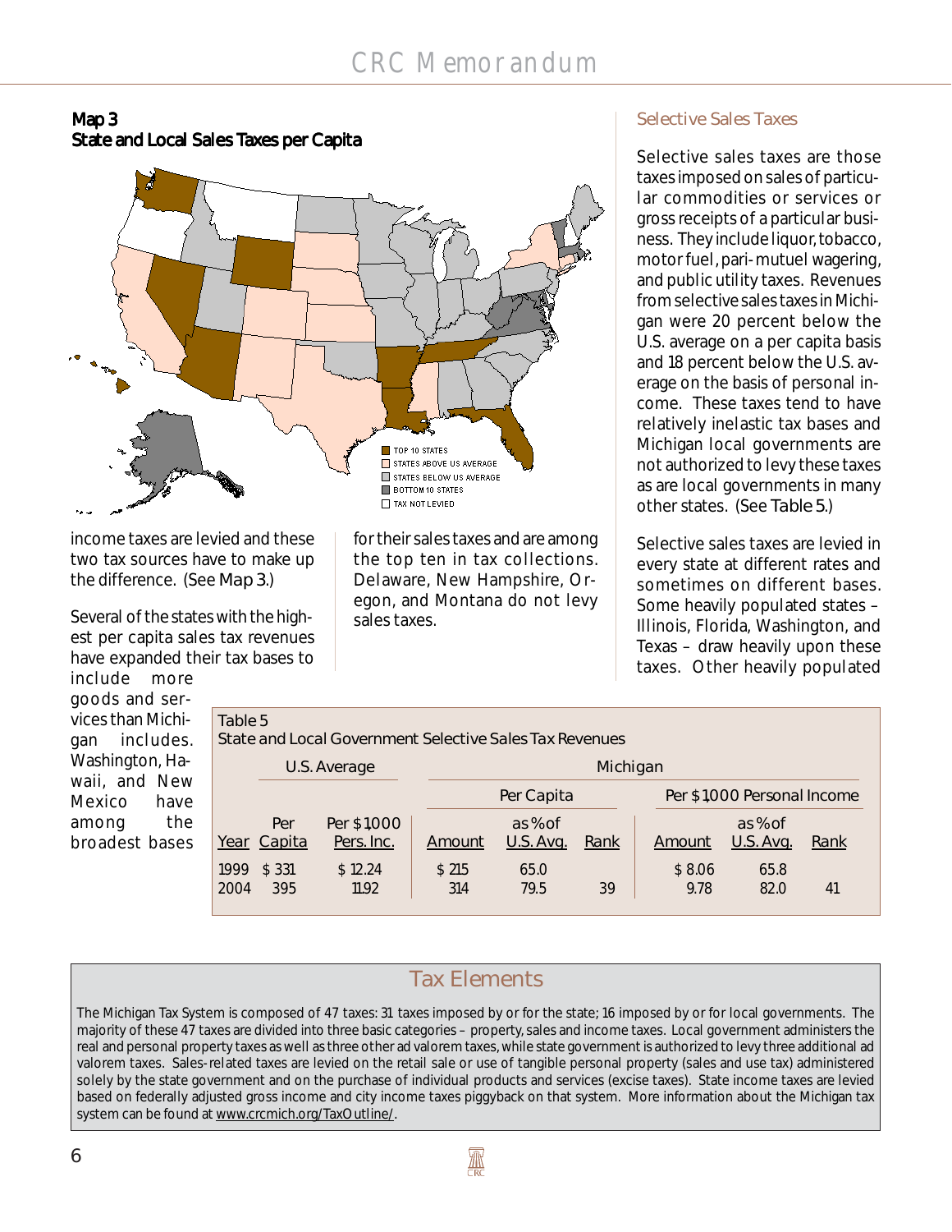**Map 3**
**State and Local Sales Taxes per Capita**

TOP 10 STATES
STATES ABOVE US AVERAGE
STATES BELOW US AVERAGE
BOTTOM 10 STATES
TAX NOT LEVIED

income taxes are levied and these two tax sources have to make up the difference. (See Map 3.)

Several of the states with the highest per capita sales tax revenues have expanded their tax bases to include more goods and services than Michigan includes. Washington, Hawaii, and New Mexico have among the broadest bases for their sales taxes and are among the top ten in tax collections. Delaware, New Hampshire, Oregon, and Montana do not levy sales taxes.

## Selective Sales Taxes

Selective sales taxes are those taxes imposed on sales of particular commodities or services or gross receipts of a particular business. They include liquor, tobacco, motor fuel, pari-mutuel wagering, and public utility taxes. Revenues from selective sales taxes in Michigan were 20 percent below the U.S. average on a per capita basis and 18 percent below the U.S. average on the basis of personal income. These taxes tend to have relatively inelastic tax bases and Michigan local governments are not authorized to levy these taxes as are local governments in many other states. (See Table 5.)

Selective sales taxes are levied in every state at different rates and sometimes on different bases. Some heavily populated states – Illinois, Florida, Washington, and Texas – draw heavily upon these taxes. Other heavily populated

Table 5
State and Local Government Selective Sales Tax Revenues

| | U.S. Average | | Michigan | | | | | |
|---|---|---|---|---|---|---|---|---|
| | | | Per Capita | | | Per $1,000 Personal Income | | |
| Year | Per Capita | Per $1,000 Pers. Inc. | Amount | as % of U.S. Avg. | Rank | Amount | as % of U.S. Avg. | Rank |
| 1999 | $ 331 | $ 12.24 | $ 215 | 65.0 | | $ 8.06 | 65.8 | |
| 2004 | 395 | 11.92 | 314 | 79.5 | 39 | 9.78 | 82.0 | 41 |

## Tax Elements

The Michigan Tax System is composed of 47 taxes: 31 taxes imposed by or for the state; 16 imposed by or for local governments. The majority of these 47 taxes are divided into three basic categories – property, sales and income taxes. Local government administers the real and personal property taxes as well as three other ad valorem taxes, while state government is authorized to levy three additional ad valorem taxes. Sales-related taxes are levied on the retail sale or use of tangible personal property (sales and use tax) administered solely by the state government and on the purchase of individual products and services (excise taxes). State income taxes are levied based on federally adjusted gross income and city income taxes piggyback on that system. More information about the Michigan tax system can be found at www.crcmich.org/TaxOutline/.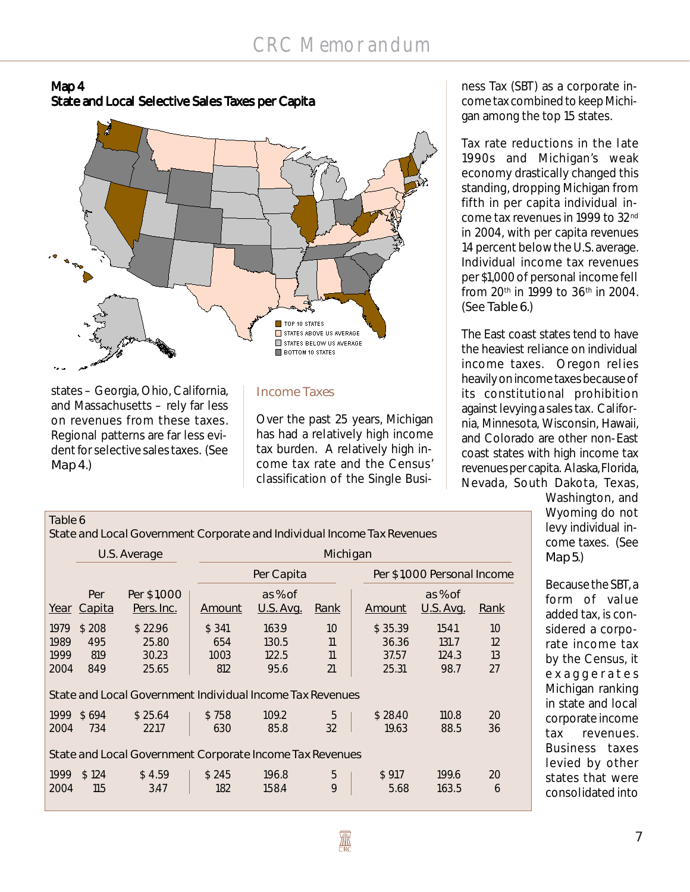**Map 4**
**State and Local Selective Sales Taxes per Capita**

TOP 10 STATES
STATES ABOVE US AVERAGE
STATES BELOW US AVERAGE
BOTTOM 10 STATES

states – Georgia, Ohio, California, and Massachusetts – rely far less on revenues from these taxes. Regional patterns are far less evident for selective sales taxes. (See Map 4.)

## Income Taxes

Over the past 25 years, Michigan has had a relatively high income tax burden. A relatively high income tax rate and the Census' classification of the Single Business Tax (SBT) as a corporate income tax combined to keep Michigan among the top 15 states.

Tax rate reductions in the late 1990s and Michigan's weak economy drastically changed this standing, dropping Michigan from fifth in per capita individual income tax revenues in 1999 to 32nd in 2004, with per capita revenues 14 percent below the U.S. average. Individual income tax revenues per $1,000 of personal income fell from 20th in 1999 to 36th in 2004. (See Table 6.)

The East coast states tend to have the heaviest reliance on individual income taxes. Oregon relies heavily on income taxes because of its constitutional prohibition against levying a sales tax. California, Minnesota, Wisconsin, Hawaii, and Colorado are other non-East coast states with high income tax revenues per capita. Alaska, Florida, Nevada, South Dakota, Texas, Washington, and Wyoming do not levy individual income taxes. (See Map 5.)

Because the SBT, a form of value added tax, is considered a corporate income tax by the Census, it exaggerates Michigan ranking in state and local corporate income tax revenues. Business taxes levied by other states that were consolidated into

**Table 6**
**State and Local Government Corporate and Individual Income Tax Revenues**

| | U.S. Average | | Michigan | | | | | |
|---|---|---|---|---|---|---|---|---|
| | | | Per Capita | | | Per $1,000 Personal Income | | |
| Year | Per Capita | Per $1,000 Pers. Inc. | Amount | as % of U.S. Avg. | Rank | Amount | as % of U.S. Avg. | Rank |
| 1979 | $ 208 | $ 22.96 | $ 341 | 163.9 | 10 | $ 35.39 | 154.1 | 10 |
| 1989 | 495 | 25.80 | 654 | 130.5 | 11 | 36.36 | 131.7 | 12 |
| 1999 | 819 | 30.23 | 1003 | 122.5 | 11 | 37.57 | 124.3 | 13 |
| 2004 | 849 | 25.65 | 812 | 95.6 | 21 | 25.31 | 98.7 | 27 |
| **State and Local Government Individual Income Tax Revenues** | | | | | | | | |
| 1999 | $ 694 | $ 25.64 | $ 758 | 109.2 | 5 | $ 28.40 | 110.8 | 20 |
| 2004 | 734 | 22.17 | 630 | 85.8 | 32 | 19.63 | 88.5 | 36 |
| **State and Local Government Corporate Income Tax Revenues** | | | | | | | | |
| 1999 | $ 124 | $ 4.59 | $ 245 | 196.8 | 5 | $ 9.17 | 199.6 | 20 |
| 2004 | 115 | 3.47 | 182 | 158.4 | 9 | 5.68 | 163.5 | 6 |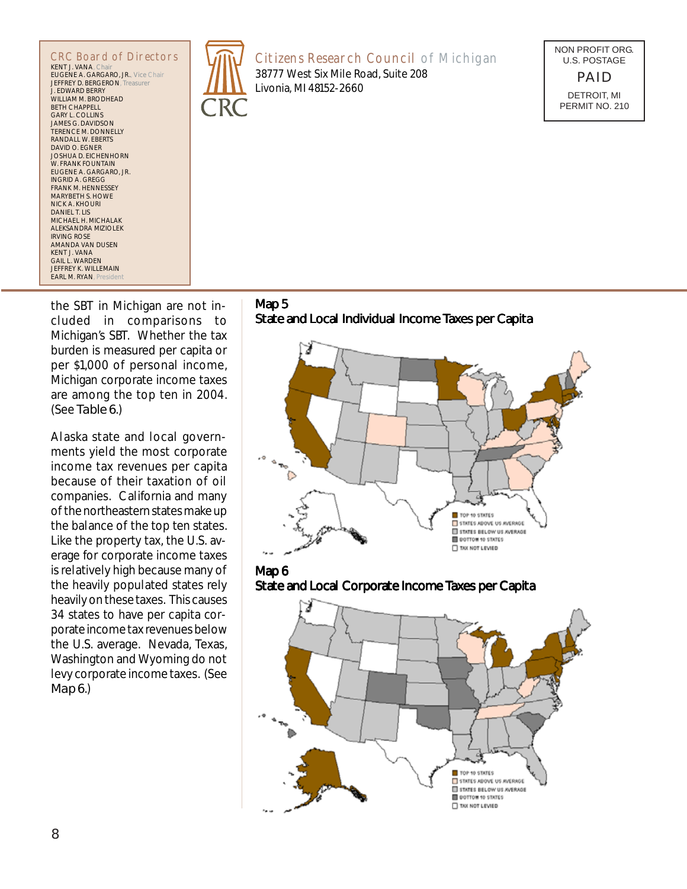CRC Board of Directors

KENT J. VANA, Chair
EUGENE A. GARGARO, JR., Vice Chair
JEFFREY D. BERGERON, Treasurer
J. EDWARD BERRY
WILLIAM M. BRODHEAD
BETH CHAPPELL
GARY L. COLLINS
JAMES G. DAVIDSON
TERENCE M. DONNELLY
RANDALL W. EBERTS
DAVID O. EGNER
JOSHUA D. EICHENHORN
W. FRANK FOUNTAIN
EUGENE A. GARGARO, JR.
INGRID A. GREGG
FRANK M. HENNESSEY
MARYBETH S. HOWE
NICK A. KHOURI
DANIEL T. LIS
MICHAEL H. MICHALAK
ALEKSANDRA MIZIOLEK
IRVING ROSE
AMANDA VAN DUSEN
KENT J. VANA
GAIL L. WARDEN
JEFFREY K. WILLEMAIN
EARL M. RYAN, President

CRC

Citizens Research Council of Michigan
38777 West Six Mile Road, Suite 208
Livonia, MI 48152-2660

NON PROFIT ORG.
U.S. POSTAGE
PAID
DETROIT, MI
PERMIT NO. 210

the SBT in Michigan are not included in comparisons to Michigan's SBT. Whether the tax burden is measured per capita or per $1,000 of personal income, Michigan corporate income taxes are among the top ten in 2004. (See Table 6.)

Alaska state and local governments yield the most corporate income tax revenues per capita because of their taxation of oil companies. California and many of the northeastern states make up the balance of the top ten states. Like the property tax, the U.S. average for corporate income taxes is relatively high because many of the heavily populated states rely heavily on these taxes. This causes 34 states to have per capita corporate income tax revenues below the U.S. average. Nevada, Texas, Washington and Wyoming do not levy corporate income taxes. (See Map 6.)

**Map 5**
**State and Local Individual Income Taxes per Capita**

TOP 10 STATES
STATES ABOVE US AVERAGE
STATES BELOW US AVERAGE
BOTTOM 10 STATES
TAX NOT LEVIED

**Map 6**
**State and Local Corporate Income Taxes per Capita**

TOP 10 STATES
STATES ABOVE US AVERAGE
STATES BELOW US AVERAGE
BOTTOM 10 STATES
TAX NOT LEVIED